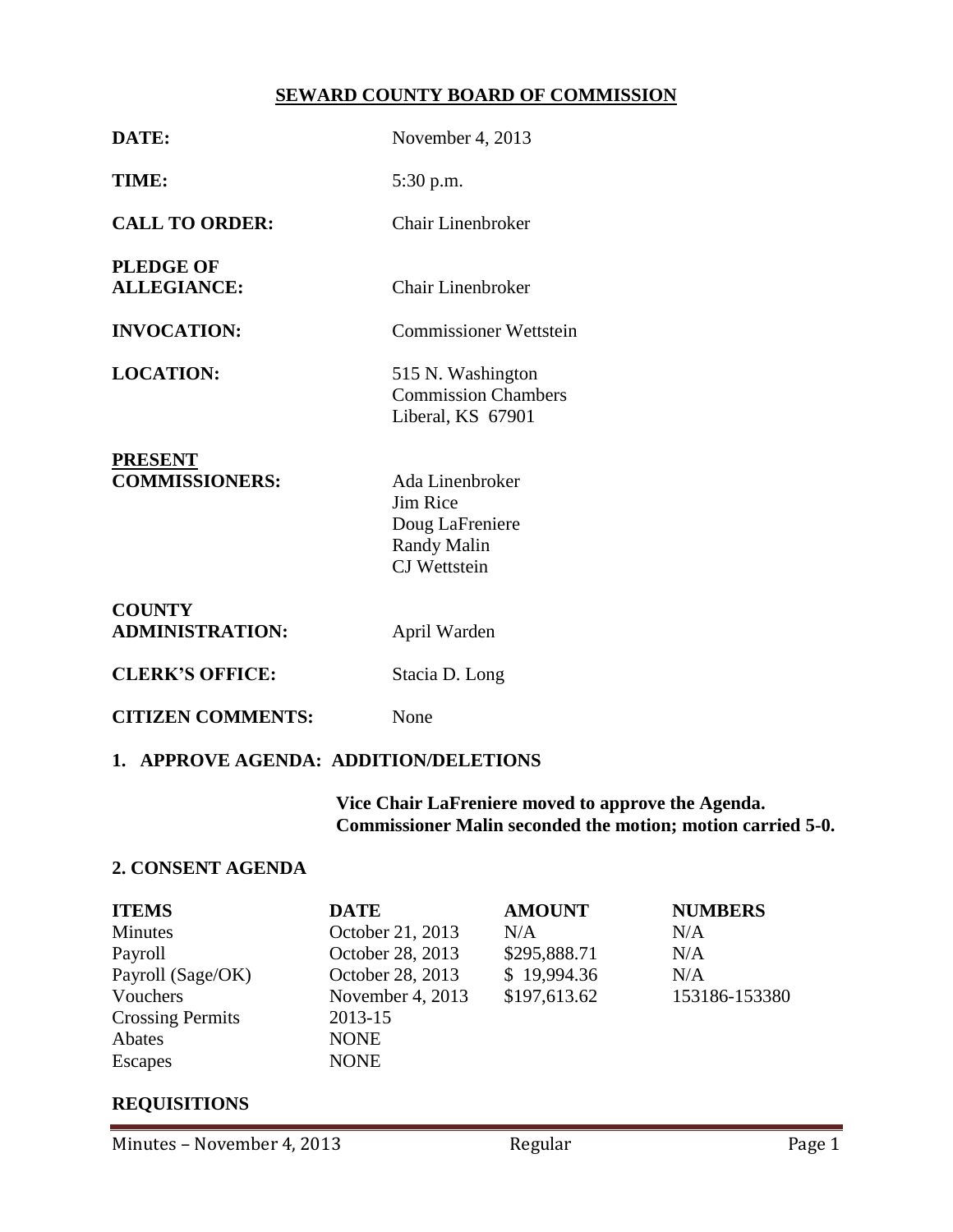# SEWARD COUNTY BOARD OF COMMISSION

| | |
|---|---|
| **DATE:** | November 4, 2013 |
| **TIME:** | 5:30 p.m. |
| **CALL TO ORDER:** | Chair Linenbroker |
| **PLEDGE OF ALLEGIANCE:** | Chair Linenbroker |
| **INVOCATION:** | Commissioner Wettstein |
| **LOCATION:** | 515 N. Washington<br>Commission Chambers<br>Liberal, KS 67901 |
| **PRESENT COMMISSIONERS:** | Ada Linenbroker<br>Jim Rice<br>Doug LaFreniere<br>Randy Malin<br>CJ Wettstein |
| **COUNTY ADMINISTRATION:** | April Warden |
| **CLERK'S OFFICE:** | Stacia D. Long |
| **CITIZEN COMMENTS:** | None |

## 1. APPROVE AGENDA: ADDITION/DELETIONS

**Vice Chair LaFreniere moved to approve the Agenda. Commissioner Malin seconded the motion; motion carried 5-0.**

## 2. CONSENT AGENDA

| ITEMS | DATE | AMOUNT | NUMBERS |
|---|---|---|---|
| Minutes | October 21, 2013 | N/A | N/A |
| Payroll | October 28, 2013 | $295,888.71 | N/A |
| Payroll (Sage/OK) | October 28, 2013 | $ 19,994.36 | N/A |
| Vouchers | November 4, 2013 | $197,613.62 | 153186-153380 |
| Crossing Permits | 2013-15 | | |
| Abates | NONE | | |
| Escapes | NONE | | |

## REQUISITIONS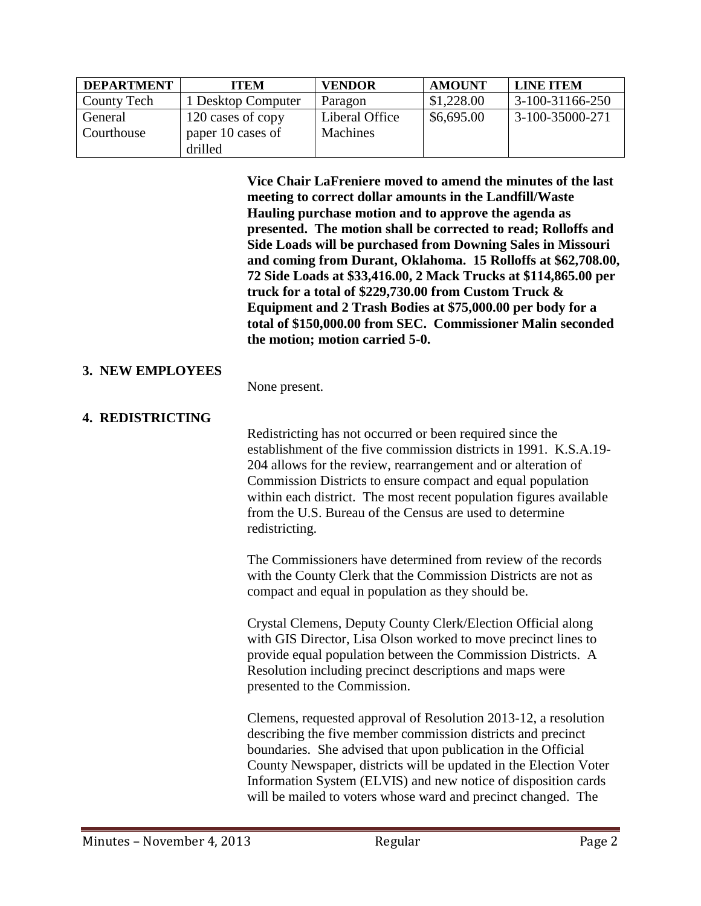| DEPARTMENT | ITEM | VENDOR | AMOUNT | LINE ITEM |
|---|---|---|---|---|
| County Tech | 1 Desktop Computer | Paragon | $1,228.00 | 3-100-31166-250 |
| General Courthouse | 120 cases of copy paper 10 cases of drilled | Liberal Office Machines | $6,695.00 | 3-100-35000-271 |

**Vice Chair LaFreniere moved to amend the minutes of the last meeting to correct dollar amounts in the Landfill/Waste Hauling purchase motion and to approve the agenda as presented. The motion shall be corrected to read; Rolloffs and Side Loads will be purchased from Downing Sales in Missouri and coming from Durant, Oklahoma. 15 Rolloffs at $62,708.00, 72 Side Loads at $33,416.00, 2 Mack Trucks at $114,865.00 per truck for a total of $229,730.00 from Custom Truck & Equipment and 2 Trash Bodies at $75,000.00 per body for a total of $150,000.00 from SEC. Commissioner Malin seconded the motion; motion carried 5-0.**

## 3. NEW EMPLOYEES

None present.

## 4. REDISTRICTING

Redistricting has not occurred or been required since the establishment of the five commission districts in 1991. K.S.A.19-204 allows for the review, rearrangement and or alteration of Commission Districts to ensure compact and equal population within each district. The most recent population figures available from the U.S. Bureau of the Census are used to determine redistricting.

The Commissioners have determined from review of the records with the County Clerk that the Commission Districts are not as compact and equal in population as they should be.

Crystal Clemens, Deputy County Clerk/Election Official along with GIS Director, Lisa Olson worked to move precinct lines to provide equal population between the Commission Districts. A Resolution including precinct descriptions and maps were presented to the Commission.

Clemens, requested approval of Resolution 2013-12, a resolution describing the five member commission districts and precinct boundaries. She advised that upon publication in the Official County Newspaper, districts will be updated in the Election Voter Information System (ELVIS) and new notice of disposition cards will be mailed to voters whose ward and precinct changed. The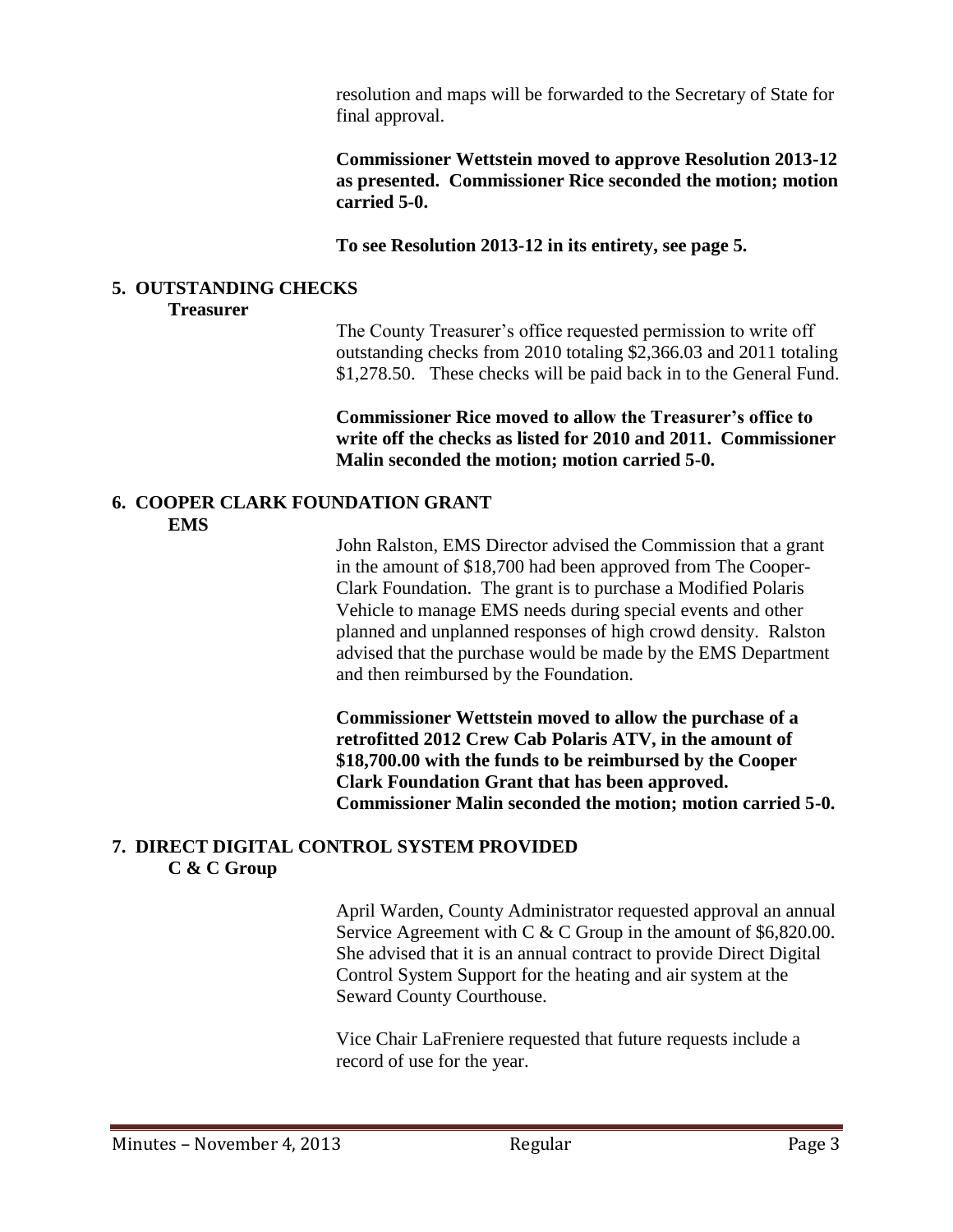resolution and maps will be forwarded to the Secretary of State for final approval.

**Commissioner Wettstein moved to approve Resolution 2013-12 as presented. Commissioner Rice seconded the motion; motion carried 5-0.**

**To see Resolution 2013-12 in its entirety, see page 5.**

## 5. OUTSTANDING CHECKS

**Treasurer**

The County Treasurer's office requested permission to write off outstanding checks from 2010 totaling $2,366.03 and 2011 totaling $1,278.50. These checks will be paid back in to the General Fund.

**Commissioner Rice moved to allow the Treasurer's office to write off the checks as listed for 2010 and 2011. Commissioner Malin seconded the motion; motion carried 5-0.**

## 6. COOPER CLARK FOUNDATION GRANT

**EMS**

John Ralston, EMS Director advised the Commission that a grant in the amount of $18,700 had been approved from The Cooper-Clark Foundation. The grant is to purchase a Modified Polaris Vehicle to manage EMS needs during special events and other planned and unplanned responses of high crowd density. Ralston advised that the purchase would be made by the EMS Department and then reimbursed by the Foundation.

**Commissioner Wettstein moved to allow the purchase of a retrofitted 2012 Crew Cab Polaris ATV, in the amount of $18,700.00 with the funds to be reimbursed by the Cooper Clark Foundation Grant that has been approved. Commissioner Malin seconded the motion; motion carried 5-0.**

## 7. DIRECT DIGITAL CONTROL SYSTEM PROVIDED

**C & C Group**

April Warden, County Administrator requested approval an annual Service Agreement with C & C Group in the amount of $6,820.00. She advised that it is an annual contract to provide Direct Digital Control System Support for the heating and air system at the Seward County Courthouse.

Vice Chair LaFreniere requested that future requests include a record of use for the year.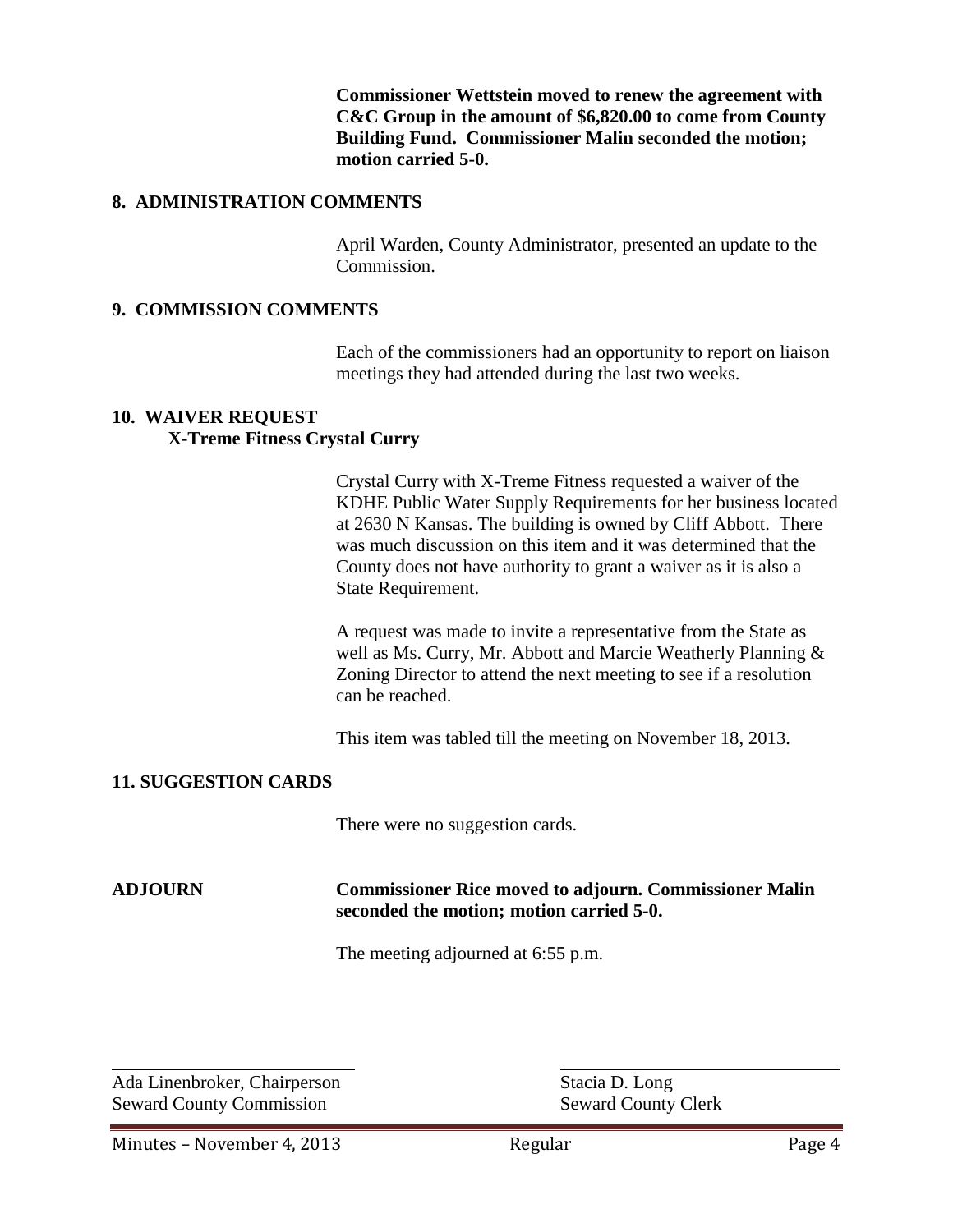**Commissioner Wettstein moved to renew the agreement with C&C Group in the amount of $6,820.00 to come from County Building Fund. Commissioner Malin seconded the motion; motion carried 5-0.**

## 8. ADMINISTRATION COMMENTS

April Warden, County Administrator, presented an update to the Commission.

## 9. COMMISSION COMMENTS

Each of the commissioners had an opportunity to report on liaison meetings they had attended during the last two weeks.

## 10. WAIVER REQUEST

### X-Treme Fitness Crystal Curry

Crystal Curry with X-Treme Fitness requested a waiver of the KDHE Public Water Supply Requirements for her business located at 2630 N Kansas. The building is owned by Cliff Abbott. There was much discussion on this item and it was determined that the County does not have authority to grant a waiver as it is also a State Requirement.

A request was made to invite a representative from the State as well as Ms. Curry, Mr. Abbott and Marcie Weatherly Planning & Zoning Director to attend the next meeting to see if a resolution can be reached.

This item was tabled till the meeting on November 18, 2013.

## 11. SUGGESTION CARDS

There were no suggestion cards.

**ADJOURN** **Commissioner Rice moved to adjourn. Commissioner Malin seconded the motion; motion carried 5-0.**

The meeting adjourned at 6:55 p.m.

Ada Linenbroker, Chairperson
Seward County Commission

Stacia D. Long
Seward County Clerk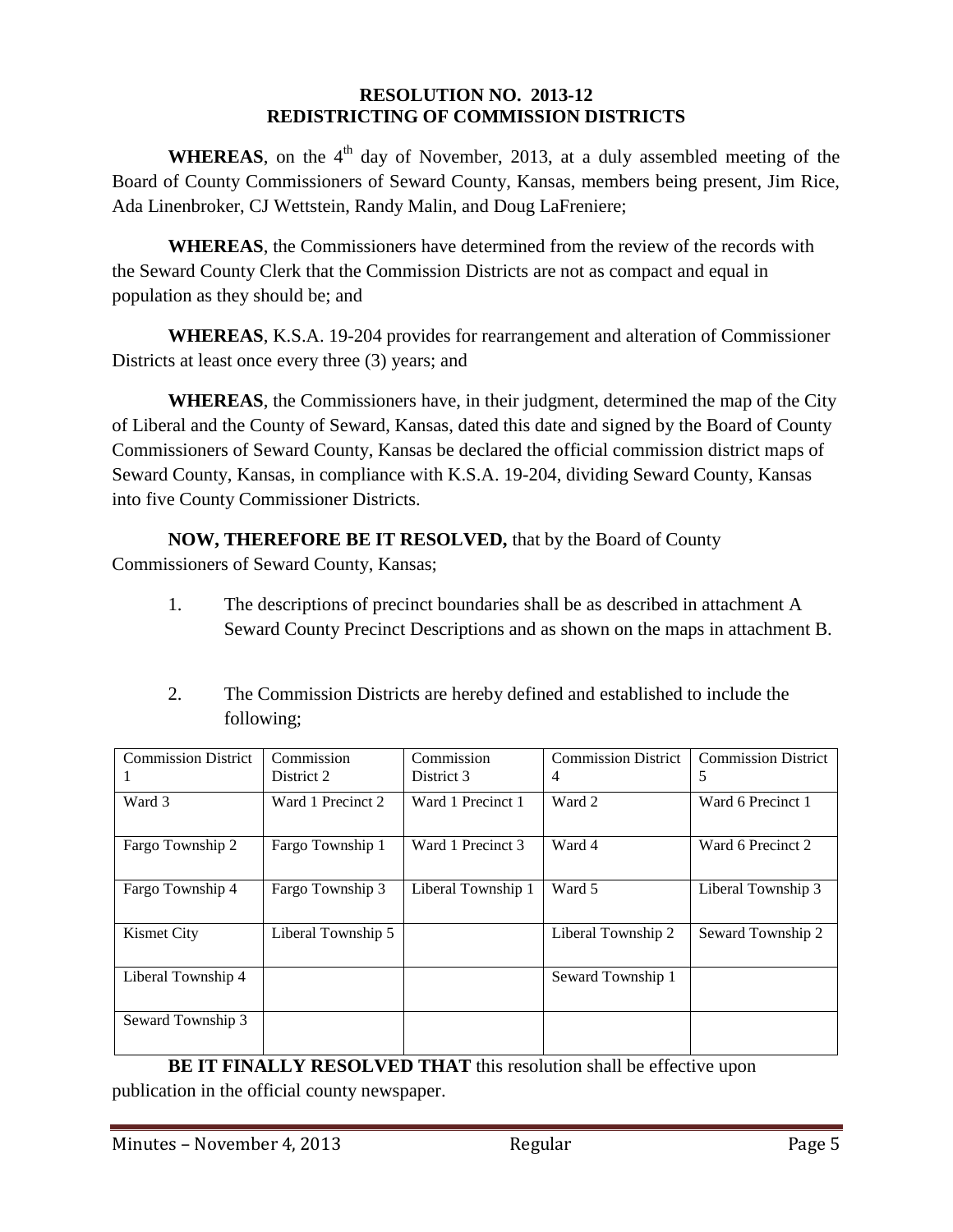**RESOLUTION NO. 2013-12**
**REDISTRICTING OF COMMISSION DISTRICTS**

**WHEREAS**, on the 4th day of November, 2013, at a duly assembled meeting of the Board of County Commissioners of Seward County, Kansas, members being present, Jim Rice, Ada Linenbroker, CJ Wettstein, Randy Malin, and Doug LaFreniere;

**WHEREAS**, the Commissioners have determined from the review of the records with the Seward County Clerk that the Commission Districts are not as compact and equal in population as they should be; and

**WHEREAS**, K.S.A. 19-204 provides for rearrangement and alteration of Commissioner Districts at least once every three (3) years; and

**WHEREAS**, the Commissioners have, in their judgment, determined the map of the City of Liberal and the County of Seward, Kansas, dated this date and signed by the Board of County Commissioners of Seward County, Kansas be declared the official commission district maps of Seward County, Kansas, in compliance with K.S.A. 19-204, dividing Seward County, Kansas into five County Commissioner Districts.

**NOW, THEREFORE BE IT RESOLVED,** that by the Board of County Commissioners of Seward County, Kansas;

1. The descriptions of precinct boundaries shall be as described in attachment A Seward County Precinct Descriptions and as shown on the maps in attachment B.

2. The Commission Districts are hereby defined and established to include the following;

| Commission District 1 | Commission District 2 | Commission District 3 | Commission District 4 | Commission District 5 |
|---|---|---|---|---|
| Ward 3 | Ward 1 Precinct 2 | Ward 1 Precinct 1 | Ward 2 | Ward 6 Precinct 1 |
| Fargo Township 2 | Fargo Township 1 | Ward 1 Precinct 3 | Ward 4 | Ward 6 Precinct 2 |
| Fargo Township 4 | Fargo Township 3 | Liberal Township 1 | Ward 5 | Liberal Township 3 |
| Kismet City | Liberal Township 5 | | Liberal Township 2 | Seward Township 2 |
| Liberal Township 4 | | | Seward Township 1 | |
| Seward Township 3 | | | | |

**BE IT FINALLY RESOLVED THAT** this resolution shall be effective upon publication in the official county newspaper.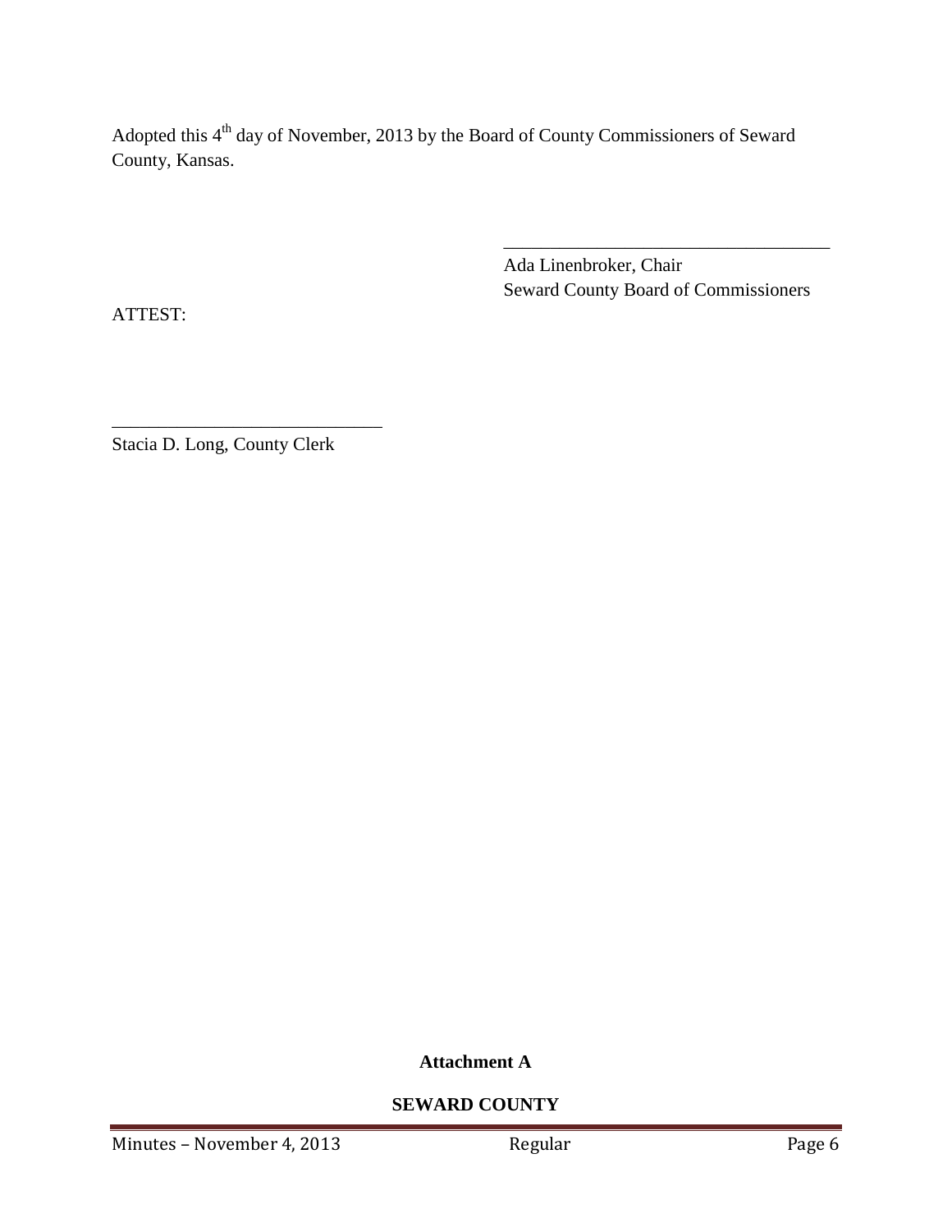Adopted this 4th day of November, 2013 by the Board of County Commissioners of Seward County, Kansas.

\_\_\_\_\_\_\_\_\_\_\_\_\_\_\_\_\_\_\_\_\_\_\_\_\_\_\_\_\_\_\_\_\_\_\_\_

Ada Linenbroker, Chair
Seward County Board of Commissioners

ATTEST:

\_\_\_\_\_\_\_\_\_\_\_\_\_\_\_\_\_\_\_\_\_\_\_\_\_\_\_\_\_\_

Stacia D. Long, County Clerk

**Attachment A**

**SEWARD COUNTY**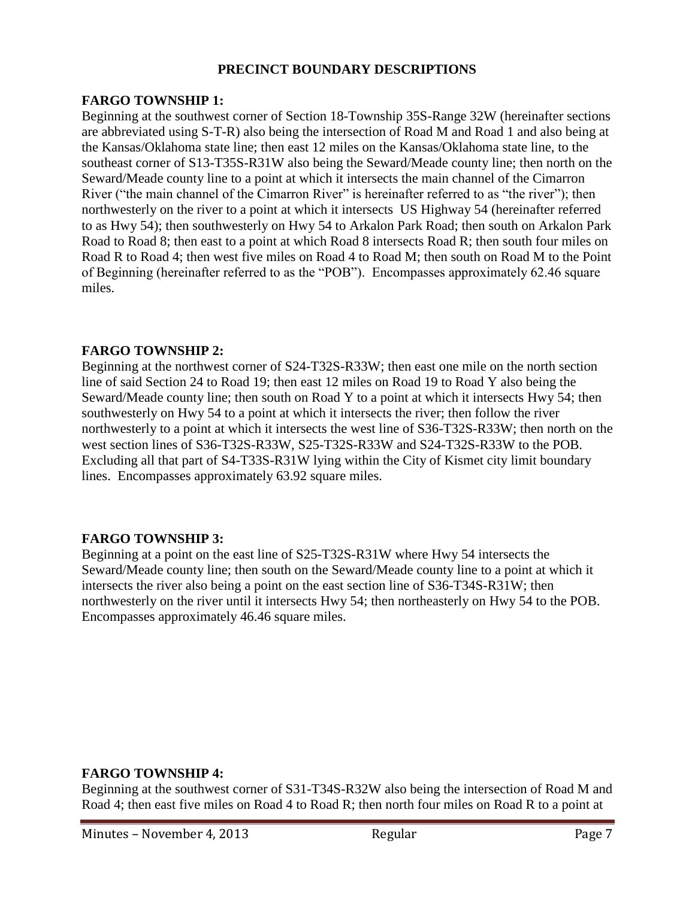# PRECINCT BOUNDARY DESCRIPTIONS

## FARGO TOWNSHIP 1:

Beginning at the southwest corner of Section 18-Township 35S-Range 32W (hereinafter sections are abbreviated using S-T-R) also being the intersection of Road M and Road 1 and also being at the Kansas/Oklahoma state line; then east 12 miles on the Kansas/Oklahoma state line, to the southeast corner of S13-T35S-R31W also being the Seward/Meade county line; then north on the Seward/Meade county line to a point at which it intersects the main channel of the Cimarron River ("the main channel of the Cimarron River" is hereinafter referred to as "the river"); then northwesterly on the river to a point at which it intersects US Highway 54 (hereinafter referred to as Hwy 54); then southwesterly on Hwy 54 to Arkalon Park Road; then south on Arkalon Park Road to Road 8; then east to a point at which Road 8 intersects Road R; then south four miles on Road R to Road 4; then west five miles on Road 4 to Road M; then south on Road M to the Point of Beginning (hereinafter referred to as the "POB"). Encompasses approximately 62.46 square miles.

## FARGO TOWNSHIP 2:

Beginning at the northwest corner of S24-T32S-R33W; then east one mile on the north section line of said Section 24 to Road 19; then east 12 miles on Road 19 to Road Y also being the Seward/Meade county line; then south on Road Y to a point at which it intersects Hwy 54; then southwesterly on Hwy 54 to a point at which it intersects the river; then follow the river northwesterly to a point at which it intersects the west line of S36-T32S-R33W; then north on the west section lines of S36-T32S-R33W, S25-T32S-R33W and S24-T32S-R33W to the POB. Excluding all that part of S4-T33S-R31W lying within the City of Kismet city limit boundary lines. Encompasses approximately 63.92 square miles.

## FARGO TOWNSHIP 3:

Beginning at a point on the east line of S25-T32S-R31W where Hwy 54 intersects the Seward/Meade county line; then south on the Seward/Meade county line to a point at which it intersects the river also being a point on the east section line of S36-T34S-R31W; then northwesterly on the river until it intersects Hwy 54; then northeasterly on Hwy 54 to the POB. Encompasses approximately 46.46 square miles.

## FARGO TOWNSHIP 4:

Beginning at the southwest corner of S31-T34S-R32W also being the intersection of Road M and Road 4; then east five miles on Road 4 to Road R; then north four miles on Road R to a point at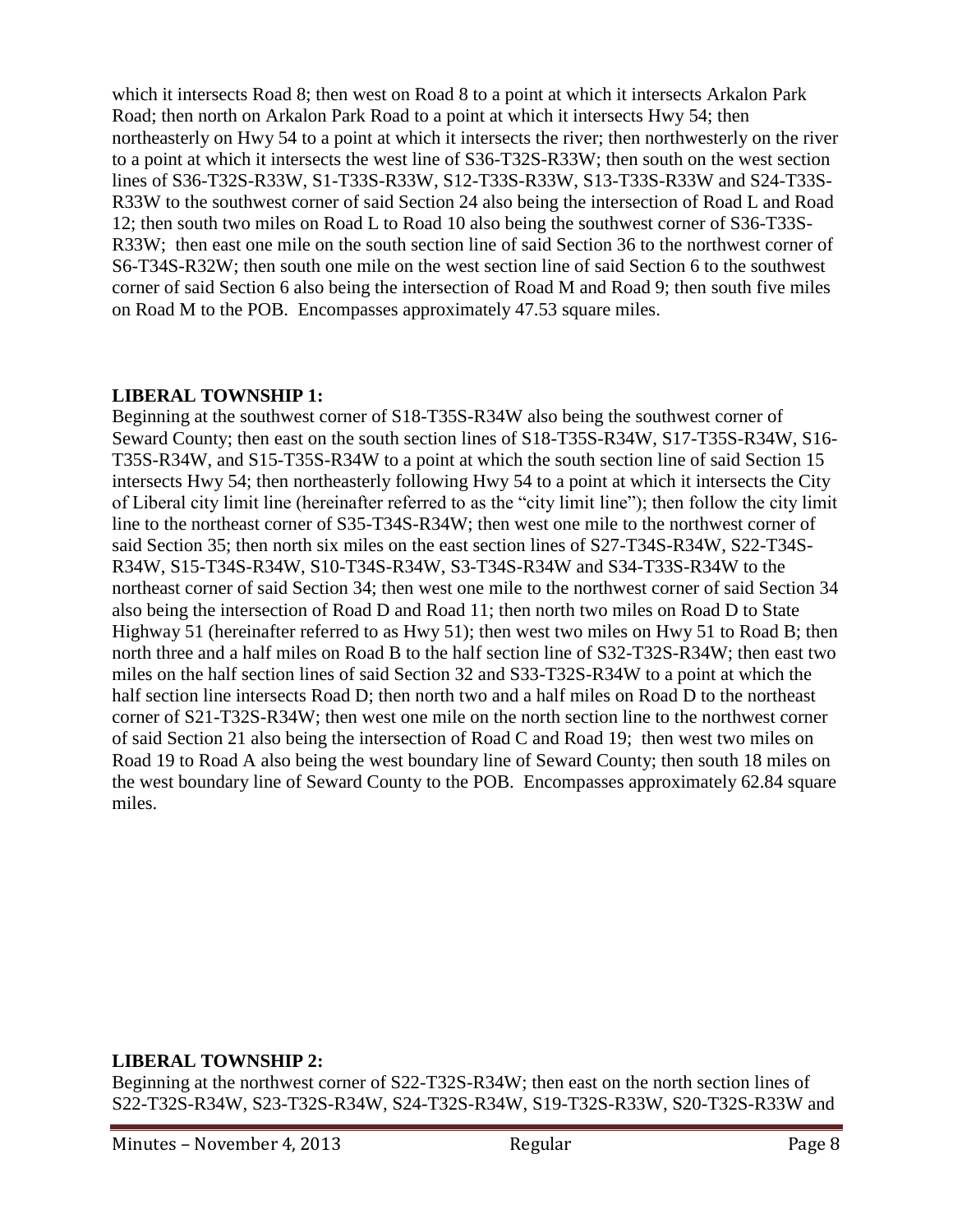which it intersects Road 8; then west on Road 8 to a point at which it intersects Arkalon Park Road; then north on Arkalon Park Road to a point at which it intersects Hwy 54; then northeasterly on Hwy 54 to a point at which it intersects the river; then northwesterly on the river to a point at which it intersects the west line of S36-T32S-R33W; then south on the west section lines of S36-T32S-R33W, S1-T33S-R33W, S12-T33S-R33W, S13-T33S-R33W and S24-T33S-R33W to the southwest corner of said Section 24 also being the intersection of Road L and Road 12; then south two miles on Road L to Road 10 also being the southwest corner of S36-T33S-R33W; then east one mile on the south section line of said Section 36 to the northwest corner of S6-T34S-R32W; then south one mile on the west section line of said Section 6 to the southwest corner of said Section 6 also being the intersection of Road M and Road 9; then south five miles on Road M to the POB. Encompasses approximately 47.53 square miles.

**LIBERAL TOWNSHIP 1:**

Beginning at the southwest corner of S18-T35S-R34W also being the southwest corner of Seward County; then east on the south section lines of S18-T35S-R34W, S17-T35S-R34W, S16-T35S-R34W, and S15-T35S-R34W to a point at which the south section line of said Section 15 intersects Hwy 54; then northeasterly following Hwy 54 to a point at which it intersects the City of Liberal city limit line (hereinafter referred to as the "city limit line"); then follow the city limit line to the northeast corner of S35-T34S-R34W; then west one mile to the northwest corner of said Section 35; then north six miles on the east section lines of S27-T34S-R34W, S22-T34S-R34W, S15-T34S-R34W, S10-T34S-R34W, S3-T34S-R34W and S34-T33S-R34W to the northeast corner of said Section 34; then west one mile to the northwest corner of said Section 34 also being the intersection of Road D and Road 11; then north two miles on Road D to State Highway 51 (hereinafter referred to as Hwy 51); then west two miles on Hwy 51 to Road B; then north three and a half miles on Road B to the half section line of S32-T32S-R34W; then east two miles on the half section lines of said Section 32 and S33-T32S-R34W to a point at which the half section line intersects Road D; then north two and a half miles on Road D to the northeast corner of S21-T32S-R34W; then west one mile on the north section line to the northwest corner of said Section 21 also being the intersection of Road C and Road 19; then west two miles on Road 19 to Road A also being the west boundary line of Seward County; then south 18 miles on the west boundary line of Seward County to the POB. Encompasses approximately 62.84 square miles.

**LIBERAL TOWNSHIP 2:**

Beginning at the northwest corner of S22-T32S-R34W; then east on the north section lines of S22-T32S-R34W, S23-T32S-R34W, S24-T32S-R34W, S19-T32S-R33W, S20-T32S-R33W and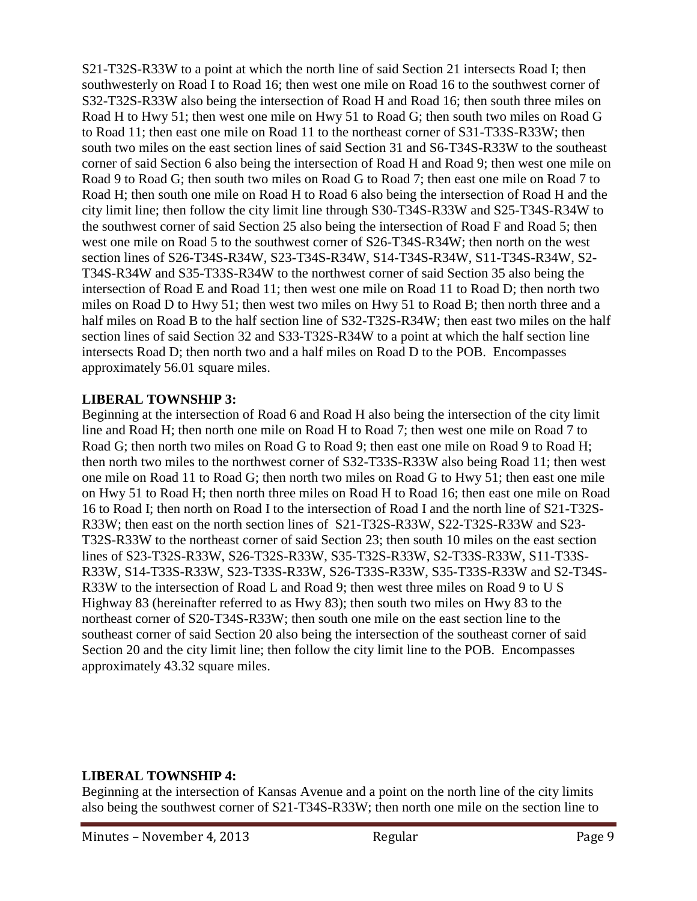S21-T32S-R33W to a point at which the north line of said Section 21 intersects Road I; then southwesterly on Road I to Road 16; then west one mile on Road 16 to the southwest corner of S32-T32S-R33W also being the intersection of Road H and Road 16; then south three miles on Road H to Hwy 51; then west one mile on Hwy 51 to Road G; then south two miles on Road G to Road 11; then east one mile on Road 11 to the northeast corner of S31-T33S-R33W; then south two miles on the east section lines of said Section 31 and S6-T34S-R33W to the southeast corner of said Section 6 also being the intersection of Road H and Road 9; then west one mile on Road 9 to Road G; then south two miles on Road G to Road 7; then east one mile on Road 7 to Road H; then south one mile on Road H to Road 6 also being the intersection of Road H and the city limit line; then follow the city limit line through S30-T34S-R33W and S25-T34S-R34W to the southwest corner of said Section 25 also being the intersection of Road F and Road 5; then west one mile on Road 5 to the southwest corner of S26-T34S-R34W; then north on the west section lines of S26-T34S-R34W, S23-T34S-R34W, S14-T34S-R34W, S11-T34S-R34W, S2-T34S-R34W and S35-T33S-R34W to the northwest corner of said Section 35 also being the intersection of Road E and Road 11; then west one mile on Road 11 to Road D; then north two miles on Road D to Hwy 51; then west two miles on Hwy 51 to Road B; then north three and a half miles on Road B to the half section line of S32-T32S-R34W; then east two miles on the half section lines of said Section 32 and S33-T32S-R34W to a point at which the half section line intersects Road D; then north two and a half miles on Road D to the POB. Encompasses approximately 56.01 square miles.

**LIBERAL TOWNSHIP 3:**
Beginning at the intersection of Road 6 and Road H also being the intersection of the city limit line and Road H; then north one mile on Road H to Road 7; then west one mile on Road 7 to Road G; then north two miles on Road G to Road 9; then east one mile on Road 9 to Road H; then north two miles to the northwest corner of S32-T33S-R33W also being Road 11; then west one mile on Road 11 to Road G; then north two miles on Road G to Hwy 51; then east one mile on Hwy 51 to Road H; then north three miles on Road H to Road 16; then east one mile on Road 16 to Road I; then north on Road I to the intersection of Road I and the north line of S21-T32S-R33W; then east on the north section lines of S21-T32S-R33W, S22-T32S-R33W and S23-T32S-R33W to the northeast corner of said Section 23; then south 10 miles on the east section lines of S23-T32S-R33W, S26-T32S-R33W, S35-T32S-R33W, S2-T33S-R33W, S11-T33S-R33W, S14-T33S-R33W, S23-T33S-R33W, S26-T33S-R33W, S35-T33S-R33W and S2-T34S-R33W to the intersection of Road L and Road 9; then west three miles on Road 9 to U S Highway 83 (hereinafter referred to as Hwy 83); then south two miles on Hwy 83 to the northeast corner of S20-T34S-R33W; then south one mile on the east section line to the southeast corner of said Section 20 also being the intersection of the southeast corner of said Section 20 and the city limit line; then follow the city limit line to the POB. Encompasses approximately 43.32 square miles.

**LIBERAL TOWNSHIP 4:**
Beginning at the intersection of Kansas Avenue and a point on the north line of the city limits also being the southwest corner of S21-T34S-R33W; then north one mile on the section line to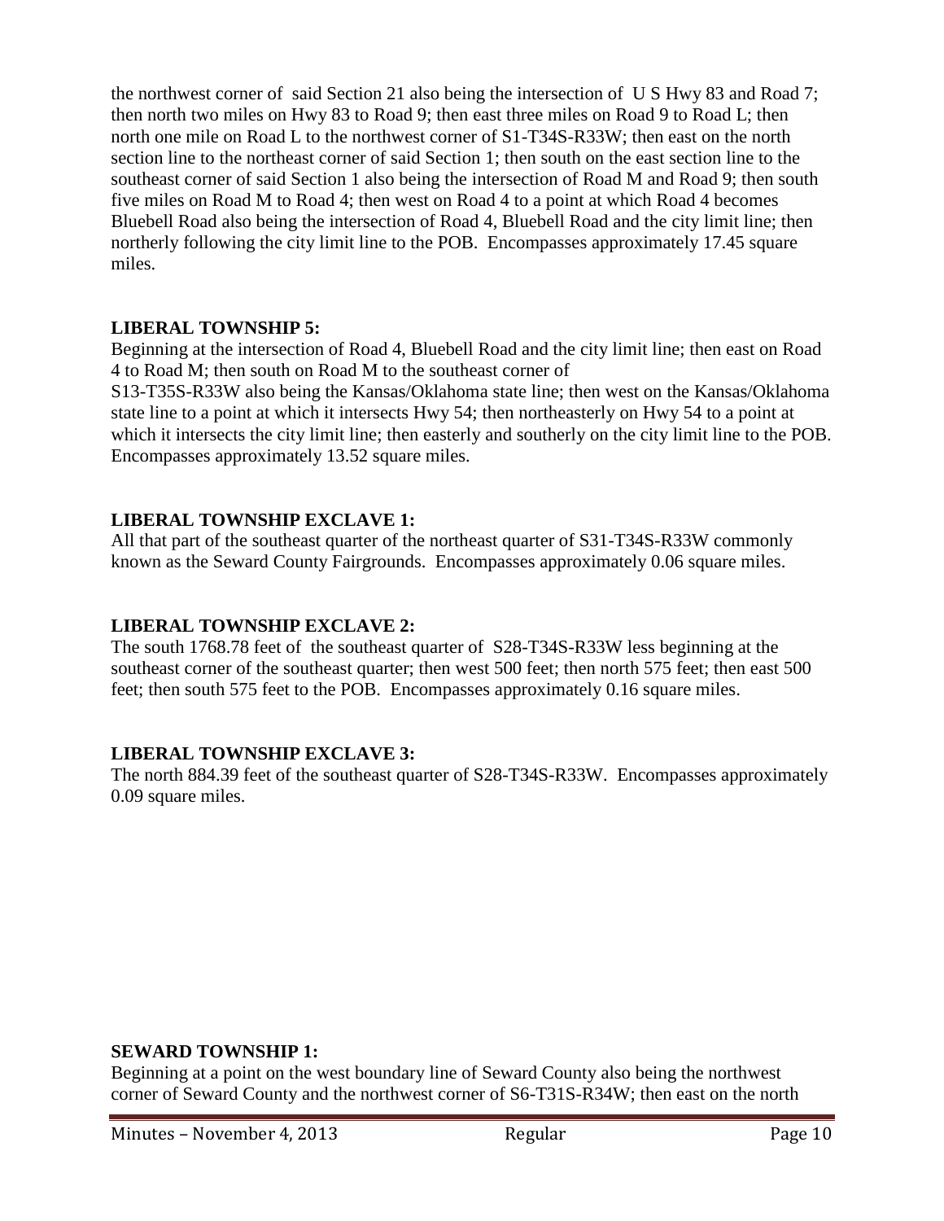the northwest corner of said Section 21 also being the intersection of U S Hwy 83 and Road 7; then north two miles on Hwy 83 to Road 9; then east three miles on Road 9 to Road L; then north one mile on Road L to the northwest corner of S1-T34S-R33W; then east on the north section line to the northeast corner of said Section 1; then south on the east section line to the southeast corner of said Section 1 also being the intersection of Road M and Road 9; then south five miles on Road M to Road 4; then west on Road 4 to a point at which Road 4 becomes Bluebell Road also being the intersection of Road 4, Bluebell Road and the city limit line; then northerly following the city limit line to the POB. Encompasses approximately 17.45 square miles.

**LIBERAL TOWNSHIP 5:**

Beginning at the intersection of Road 4, Bluebell Road and the city limit line; then east on Road 4 to Road M; then south on Road M to the southeast corner of S13-T35S-R33W also being the Kansas/Oklahoma state line; then west on the Kansas/Oklahoma state line to a point at which it intersects Hwy 54; then northeasterly on Hwy 54 to a point at which it intersects the city limit line; then easterly and southerly on the city limit line to the POB. Encompasses approximately 13.52 square miles.

**LIBERAL TOWNSHIP EXCLAVE 1:**

All that part of the southeast quarter of the northeast quarter of S31-T34S-R33W commonly known as the Seward County Fairgrounds. Encompasses approximately 0.06 square miles.

**LIBERAL TOWNSHIP EXCLAVE 2:**

The south 1768.78 feet of the southeast quarter of S28-T34S-R33W less beginning at the southeast corner of the southeast quarter; then west 500 feet; then north 575 feet; then east 500 feet; then south 575 feet to the POB. Encompasses approximately 0.16 square miles.

**LIBERAL TOWNSHIP EXCLAVE 3:**

The north 884.39 feet of the southeast quarter of S28-T34S-R33W. Encompasses approximately 0.09 square miles.

**SEWARD TOWNSHIP 1:**

Beginning at a point on the west boundary line of Seward County also being the northwest corner of Seward County and the northwest corner of S6-T31S-R34W; then east on the north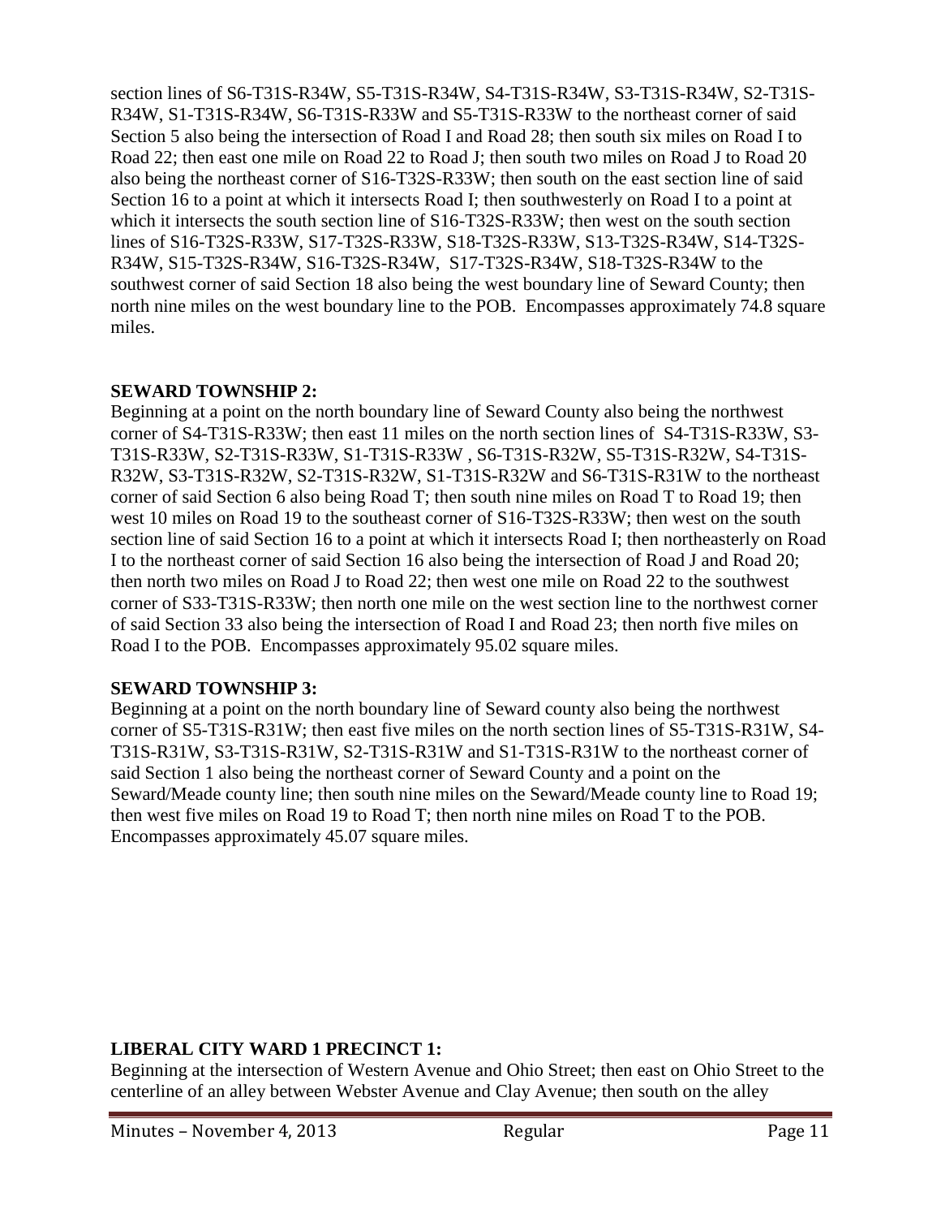section lines of S6-T31S-R34W, S5-T31S-R34W, S4-T31S-R34W, S3-T31S-R34W, S2-T31S-R34W, S1-T31S-R34W, S6-T31S-R33W and S5-T31S-R33W to the northeast corner of said Section 5 also being the intersection of Road I and Road 28; then south six miles on Road I to Road 22; then east one mile on Road 22 to Road J; then south two miles on Road J to Road 20 also being the northeast corner of S16-T32S-R33W; then south on the east section line of said Section 16 to a point at which it intersects Road I; then southwesterly on Road I to a point at which it intersects the south section line of S16-T32S-R33W; then west on the south section lines of S16-T32S-R33W, S17-T32S-R33W, S18-T32S-R33W, S13-T32S-R34W, S14-T32S-R34W, S15-T32S-R34W, S16-T32S-R34W, S17-T32S-R34W, S18-T32S-R34W to the southwest corner of said Section 18 also being the west boundary line of Seward County; then north nine miles on the west boundary line to the POB. Encompasses approximately 74.8 square miles.

**SEWARD TOWNSHIP 2:**

Beginning at a point on the north boundary line of Seward County also being the northwest corner of S4-T31S-R33W; then east 11 miles on the north section lines of S4-T31S-R33W, S3-T31S-R33W, S2-T31S-R33W, S1-T31S-R33W , S6-T31S-R32W, S5-T31S-R32W, S4-T31S-R32W, S3-T31S-R32W, S2-T31S-R32W, S1-T31S-R32W and S6-T31S-R31W to the northeast corner of said Section 6 also being Road T; then south nine miles on Road T to Road 19; then west 10 miles on Road 19 to the southeast corner of S16-T32S-R33W; then west on the south section line of said Section 16 to a point at which it intersects Road I; then northeasterly on Road I to the northeast corner of said Section 16 also being the intersection of Road J and Road 20; then north two miles on Road J to Road 22; then west one mile on Road 22 to the southwest corner of S33-T31S-R33W; then north one mile on the west section line to the northwest corner of said Section 33 also being the intersection of Road I and Road 23; then north five miles on Road I to the POB. Encompasses approximately 95.02 square miles.

**SEWARD TOWNSHIP 3:**

Beginning at a point on the north boundary line of Seward county also being the northwest corner of S5-T31S-R31W; then east five miles on the north section lines of S5-T31S-R31W, S4-T31S-R31W, S3-T31S-R31W, S2-T31S-R31W and S1-T31S-R31W to the northeast corner of said Section 1 also being the northeast corner of Seward County and a point on the Seward/Meade county line; then south nine miles on the Seward/Meade county line to Road 19; then west five miles on Road 19 to Road T; then north nine miles on Road T to the POB. Encompasses approximately 45.07 square miles.

**LIBERAL CITY WARD 1 PRECINCT 1:**

Beginning at the intersection of Western Avenue and Ohio Street; then east on Ohio Street to the centerline of an alley between Webster Avenue and Clay Avenue; then south on the alley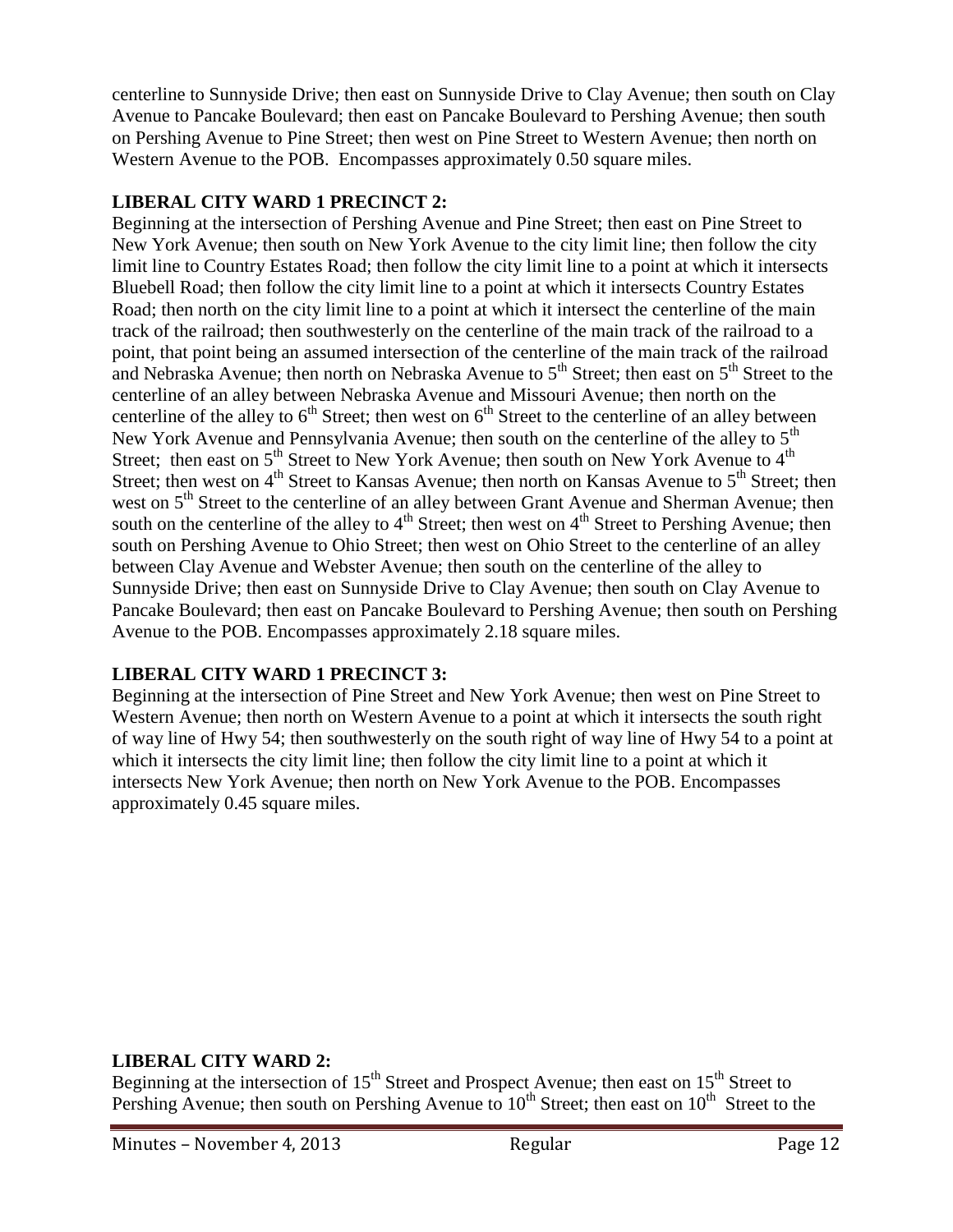centerline to Sunnyside Drive; then east on Sunnyside Drive to Clay Avenue; then south on Clay Avenue to Pancake Boulevard; then east on Pancake Boulevard to Pershing Avenue; then south on Pershing Avenue to Pine Street; then west on Pine Street to Western Avenue; then north on Western Avenue to the POB. Encompasses approximately 0.50 square miles.

**LIBERAL CITY WARD 1 PRECINCT 2:**

Beginning at the intersection of Pershing Avenue and Pine Street; then east on Pine Street to New York Avenue; then south on New York Avenue to the city limit line; then follow the city limit line to Country Estates Road; then follow the city limit line to a point at which it intersects Bluebell Road; then follow the city limit line to a point at which it intersects Country Estates Road; then north on the city limit line to a point at which it intersect the centerline of the main track of the railroad; then southwesterly on the centerline of the main track of the railroad to a point, that point being an assumed intersection of the centerline of the main track of the railroad and Nebraska Avenue; then north on Nebraska Avenue to 5th Street; then east on 5th Street to the centerline of an alley between Nebraska Avenue and Missouri Avenue; then north on the centerline of the alley to 6th Street; then west on 6th Street to the centerline of an alley between New York Avenue and Pennsylvania Avenue; then south on the centerline of the alley to 5th Street; then east on 5th Street to New York Avenue; then south on New York Avenue to 4th Street; then west on 4th Street to Kansas Avenue; then north on Kansas Avenue to 5th Street; then west on 5th Street to the centerline of an alley between Grant Avenue and Sherman Avenue; then south on the centerline of the alley to 4th Street; then west on 4th Street to Pershing Avenue; then south on Pershing Avenue to Ohio Street; then west on Ohio Street to the centerline of an alley between Clay Avenue and Webster Avenue; then south on the centerline of the alley to Sunnyside Drive; then east on Sunnyside Drive to Clay Avenue; then south on Clay Avenue to Pancake Boulevard; then east on Pancake Boulevard to Pershing Avenue; then south on Pershing Avenue to the POB. Encompasses approximately 2.18 square miles.

**LIBERAL CITY WARD 1 PRECINCT 3:**

Beginning at the intersection of Pine Street and New York Avenue; then west on Pine Street to Western Avenue; then north on Western Avenue to a point at which it intersects the south right of way line of Hwy 54; then southwesterly on the south right of way line of Hwy 54 to a point at which it intersects the city limit line; then follow the city limit line to a point at which it intersects New York Avenue; then north on New York Avenue to the POB. Encompasses approximately 0.45 square miles.

**LIBERAL CITY WARD 2:**

Beginning at the intersection of 15th Street and Prospect Avenue; then east on 15th Street to Pershing Avenue; then south on Pershing Avenue to 10th Street; then east on 10th Street to the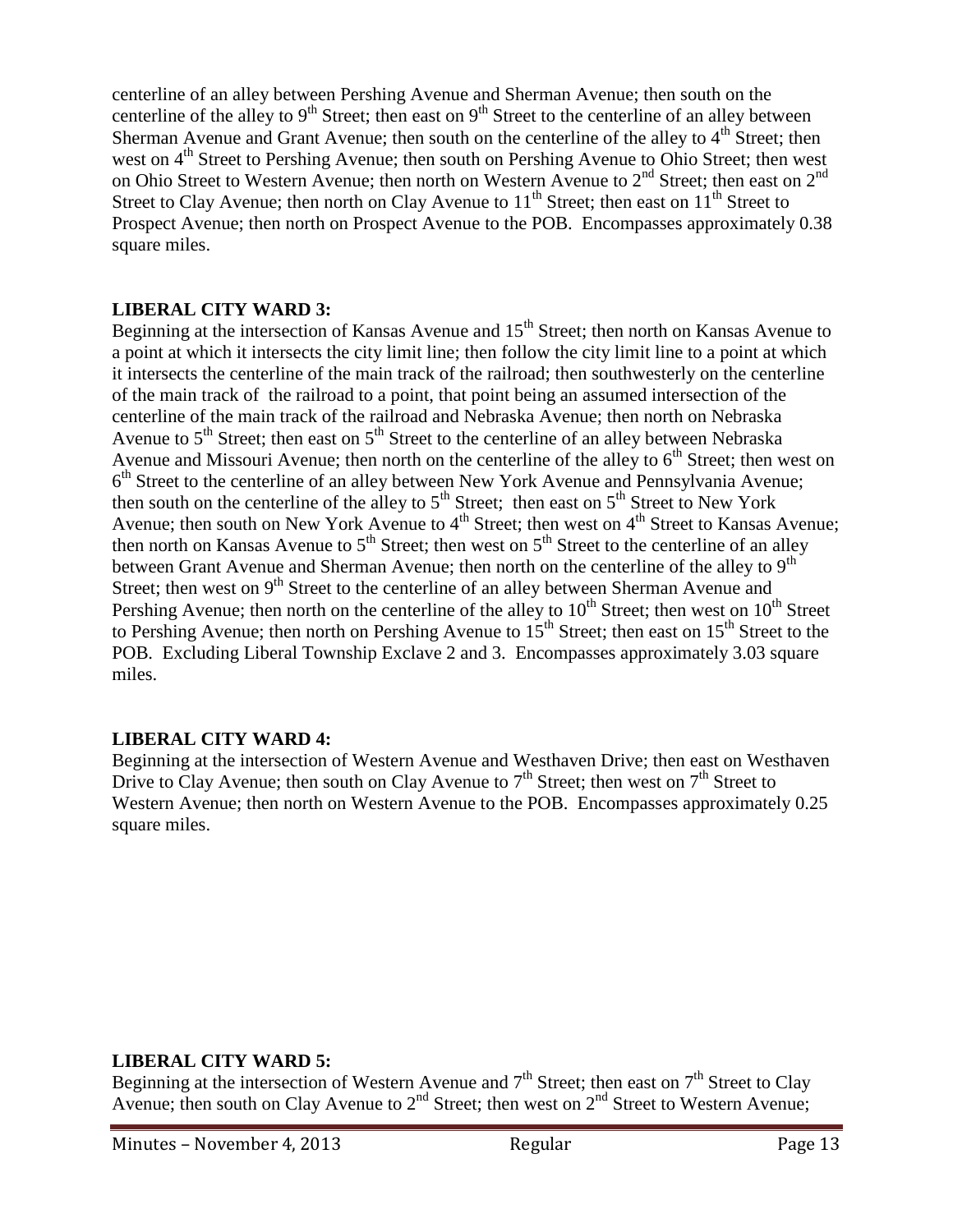centerline of an alley between Pershing Avenue and Sherman Avenue; then south on the centerline of the alley to 9th Street; then east on 9th Street to the centerline of an alley between Sherman Avenue and Grant Avenue; then south on the centerline of the alley to 4th Street; then west on 4th Street to Pershing Avenue; then south on Pershing Avenue to Ohio Street; then west on Ohio Street to Western Avenue; then north on Western Avenue to 2nd Street; then east on 2nd Street to Clay Avenue; then north on Clay Avenue to 11th Street; then east on 11th Street to Prospect Avenue; then north on Prospect Avenue to the POB. Encompasses approximately 0.38 square miles.

**LIBERAL CITY WARD 3:**

Beginning at the intersection of Kansas Avenue and 15th Street; then north on Kansas Avenue to a point at which it intersects the city limit line; then follow the city limit line to a point at which it intersects the centerline of the main track of the railroad; then southwesterly on the centerline of the main track of the railroad to a point, that point being an assumed intersection of the centerline of the main track of the railroad and Nebraska Avenue; then north on Nebraska Avenue to 5th Street; then east on 5th Street to the centerline of an alley between Nebraska Avenue and Missouri Avenue; then north on the centerline of the alley to 6th Street; then west on 6th Street to the centerline of an alley between New York Avenue and Pennsylvania Avenue; then south on the centerline of the alley to 5th Street; then east on 5th Street to New York Avenue; then south on New York Avenue to 4th Street; then west on 4th Street to Kansas Avenue; then north on Kansas Avenue to 5th Street; then west on 5th Street to the centerline of an alley between Grant Avenue and Sherman Avenue; then north on the centerline of the alley to 9th Street; then west on 9th Street to the centerline of an alley between Sherman Avenue and Pershing Avenue; then north on the centerline of the alley to 10th Street; then west on 10th Street to Pershing Avenue; then north on Pershing Avenue to 15th Street; then east on 15th Street to the POB. Excluding Liberal Township Exclave 2 and 3. Encompasses approximately 3.03 square miles.

**LIBERAL CITY WARD 4:**

Beginning at the intersection of Western Avenue and Westhaven Drive; then east on Westhaven Drive to Clay Avenue; then south on Clay Avenue to 7th Street; then west on 7th Street to Western Avenue; then north on Western Avenue to the POB. Encompasses approximately 0.25 square miles.

**LIBERAL CITY WARD 5:**

Beginning at the intersection of Western Avenue and 7th Street; then east on 7th Street to Clay Avenue; then south on Clay Avenue to 2nd Street; then west on 2nd Street to Western Avenue;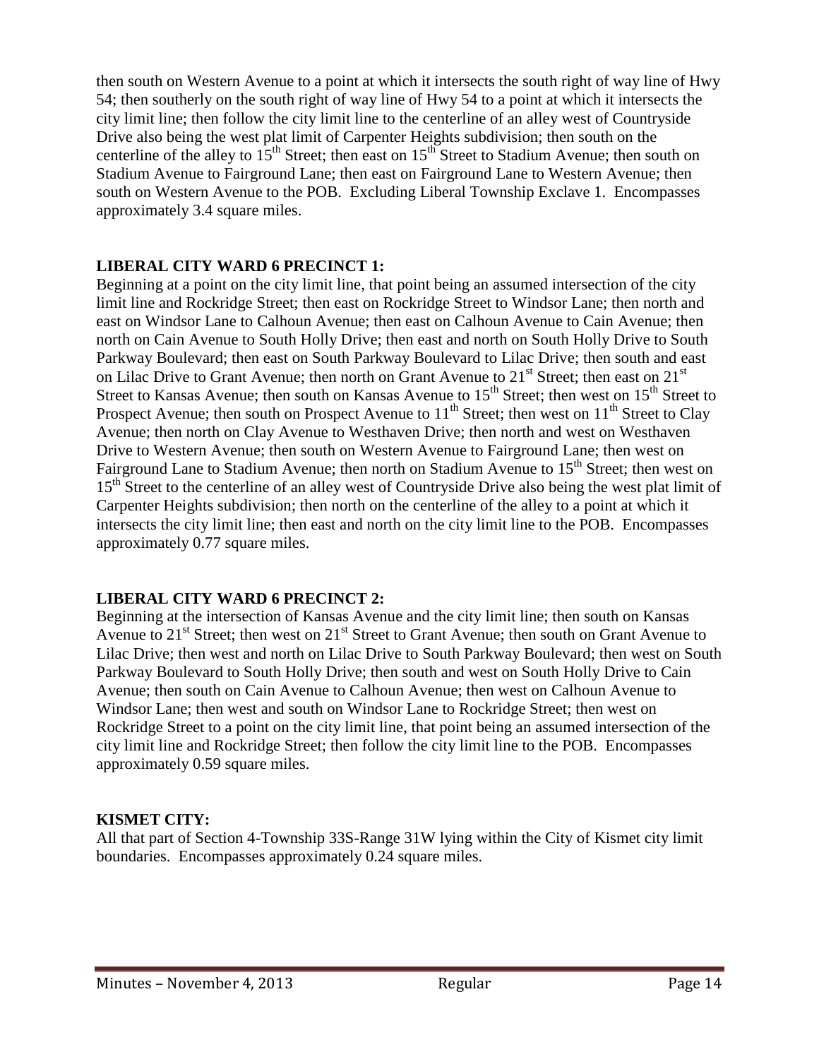then south on Western Avenue to a point at which it intersects the south right of way line of Hwy 54; then southerly on the south right of way line of Hwy 54 to a point at which it intersects the city limit line; then follow the city limit line to the centerline of an alley west of Countryside Drive also being the west plat limit of Carpenter Heights subdivision; then south on the centerline of the alley to 15th Street; then east on 15th Street to Stadium Avenue; then south on Stadium Avenue to Fairground Lane; then east on Fairground Lane to Western Avenue; then south on Western Avenue to the POB. Excluding Liberal Township Exclave 1. Encompasses approximately 3.4 square miles.

**LIBERAL CITY WARD 6 PRECINCT 1:**

Beginning at a point on the city limit line, that point being an assumed intersection of the city limit line and Rockridge Street; then east on Rockridge Street to Windsor Lane; then north and east on Windsor Lane to Calhoun Avenue; then east on Calhoun Avenue to Cain Avenue; then north on Cain Avenue to South Holly Drive; then east and north on South Holly Drive to South Parkway Boulevard; then east on South Parkway Boulevard to Lilac Drive; then south and east on Lilac Drive to Grant Avenue; then north on Grant Avenue to 21st Street; then east on 21st Street to Kansas Avenue; then south on Kansas Avenue to 15th Street; then west on 15th Street to Prospect Avenue; then south on Prospect Avenue to 11th Street; then west on 11th Street to Clay Avenue; then north on Clay Avenue to Westhaven Drive; then north and west on Westhaven Drive to Western Avenue; then south on Western Avenue to Fairground Lane; then west on Fairground Lane to Stadium Avenue; then north on Stadium Avenue to 15th Street; then west on 15th Street to the centerline of an alley west of Countryside Drive also being the west plat limit of Carpenter Heights subdivision; then north on the centerline of the alley to a point at which it intersects the city limit line; then east and north on the city limit line to the POB. Encompasses approximately 0.77 square miles.

**LIBERAL CITY WARD 6 PRECINCT 2:**

Beginning at the intersection of Kansas Avenue and the city limit line; then south on Kansas Avenue to 21st Street; then west on 21st Street to Grant Avenue; then south on Grant Avenue to Lilac Drive; then west and north on Lilac Drive to South Parkway Boulevard; then west on South Parkway Boulevard to South Holly Drive; then south and west on South Holly Drive to Cain Avenue; then south on Cain Avenue to Calhoun Avenue; then west on Calhoun Avenue to Windsor Lane; then west and south on Windsor Lane to Rockridge Street; then west on Rockridge Street to a point on the city limit line, that point being an assumed intersection of the city limit line and Rockridge Street; then follow the city limit line to the POB. Encompasses approximately 0.59 square miles.

**KISMET CITY:**

All that part of Section 4-Township 33S-Range 31W lying within the City of Kismet city limit boundaries. Encompasses approximately 0.24 square miles.